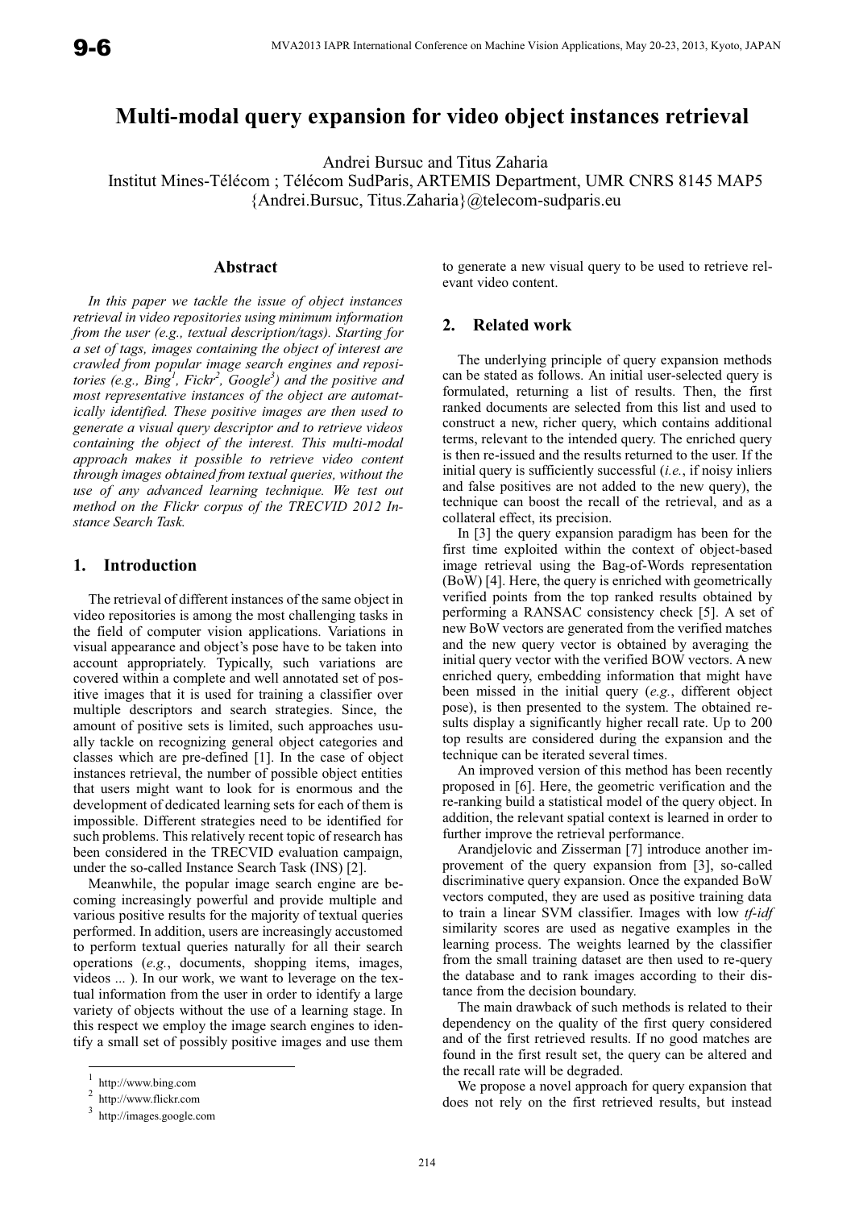# Multi-modal query expansion for video object instances retrieval

Andrei Bursuc and Titus Zaharia
Institut Mines-Télécom ; Télécom SudParis, ARTEMIS Department, UMR CNRS 8145 MAP5
{Andrei.Bursuc, Titus.Zaharia}@telecom-sudparis.eu

## Abstract

*In this paper we tackle the issue of object instances retrieval in video repositories using minimum information from the user (e.g., textual description/tags). Starting for a set of tags, images containing the object of interest are crawled from popular image search engines and repositories (e.g., Bing[1], Fickr[2], Google[3]) and the positive and most representative instances of the object are automatically identified. These positive images are then used to generate a visual query descriptor and to retrieve videos containing the object of the interest. This multi-modal approach makes it possible to retrieve video content through images obtained from textual queries, without the use of any advanced learning technique. We test out method on the Flickr corpus of the TRECVID 2012 Instance Search Task.*

## 1. Introduction

The retrieval of different instances of the same object in video repositories is among the most challenging tasks in the field of computer vision applications. Variations in visual appearance and object's pose have to be taken into account appropriately. Typically, such variations are covered within a complete and well annotated set of positive images that it is used for training a classifier over multiple descriptors and search strategies. Since, the amount of positive sets is limited, such approaches usually tackle on recognizing general object categories and classes which are pre-defined [1]. In the case of object instances retrieval, the number of possible object entities that users might want to look for is enormous and the development of dedicated learning sets for each of them is impossible. Different strategies need to be identified for such problems. This relatively recent topic of research has been considered in the TRECVID evaluation campaign, under the so-called Instance Search Task (INS) [2].

Meanwhile, the popular image search engine are becoming increasingly powerful and provide multiple and various positive results for the majority of textual queries performed. In addition, users are increasingly accustomed to perform textual queries naturally for all their search operations (*e.g.*, documents, shopping items, images, videos ... ). In our work, we want to leverage on the textual information from the user in order to identify a large variety of objects without the use of a learning stage. In this respect we employ the image search engines to identify a small set of possibly positive images and use them to generate a new visual query to be used to retrieve relevant video content.

[1] http://www.bing.com
[2] http://www.flickr.com
[3] http://images.google.com

## 2. Related work

The underlying principle of query expansion methods can be stated as follows. An initial user-selected query is formulated, returning a list of results. Then, the first ranked documents are selected from this list and used to construct a new, richer query, which contains additional terms, relevant to the intended query. The enriched query is then re-issued and the results returned to the user. If the initial query is sufficiently successful (*i.e.*, if noisy inliers and false positives are not added to the new query), the technique can boost the recall of the retrieval, and as a collateral effect, its precision.

In [3] the query expansion paradigm has been for the first time exploited within the context of object-based image retrieval using the Bag-of-Words representation (BoW) [4]. Here, the query is enriched with geometrically verified points from the top ranked results obtained by performing a RANSAC consistency check [5]. A set of new BoW vectors are generated from the verified matches and the new query vector is obtained by averaging the initial query vector with the verified BOW vectors. A new enriched query, embedding information that might have been missed in the initial query (*e.g.*, different object pose), is then presented to the system. The obtained results display a significantly higher recall rate. Up to 200 top results are considered during the expansion and the technique can be iterated several times.

An improved version of this method has been recently proposed in [6]. Here, the geometric verification and the re-ranking build a statistical model of the query object. In addition, the relevant spatial context is learned in order to further improve the retrieval performance.

Arandjelovic and Zisserman [7] introduce another improvement of the query expansion from [3], so-called discriminative query expansion. Once the expanded BoW vectors computed, they are used as positive training data to train a linear SVM classifier. Images with low *tf-idf* similarity scores are used as negative examples in the learning process. The weights learned by the classifier from the small training dataset are then used to re-query the database and to rank images according to their distance from the decision boundary.

The main drawback of such methods is related to their dependency on the quality of the first query considered and of the first retrieved results. If no good matches are found in the first result set, the query can be altered and the recall rate will be degraded.

We propose a novel approach for query expansion that does not rely on the first retrieved results, but instead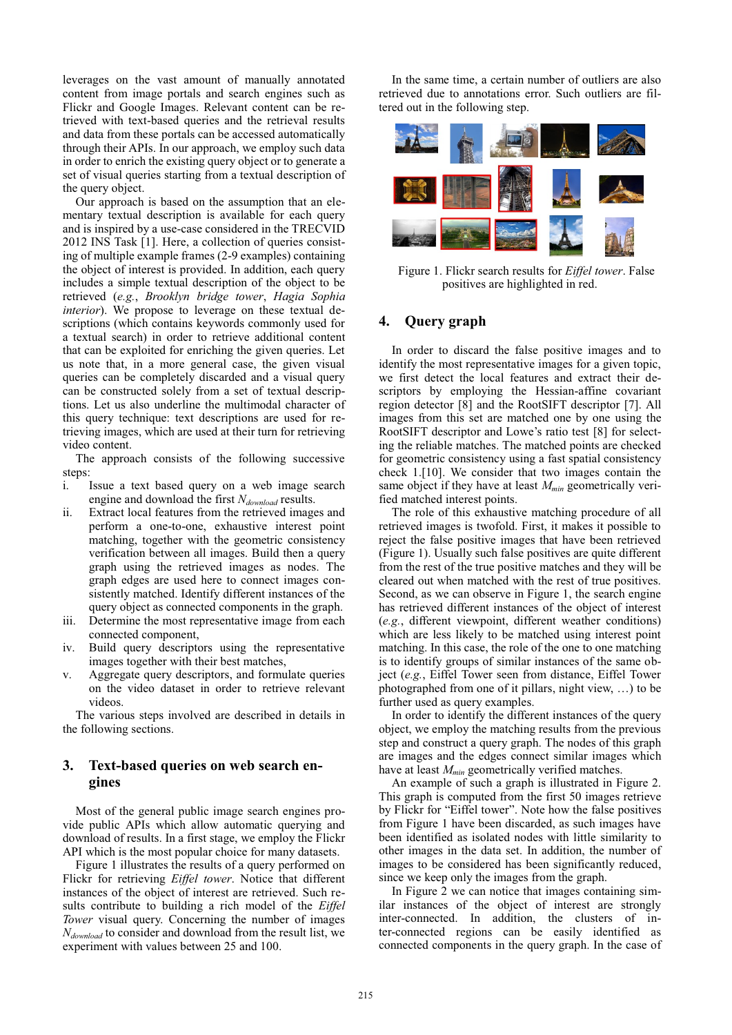leverages on the vast amount of manually annotated content from image portals and search engines such as Flickr and Google Images. Relevant content can be retrieved with text-based queries and the retrieval results and data from these portals can be accessed automatically through their APIs. In our approach, we employ such data in order to enrich the existing query object or to generate a set of visual queries starting from a textual description of the query object.

Our approach is based on the assumption that an elementary textual description is available for each query and is inspired by a use-case considered in the TRECVID 2012 INS Task [1]. Here, a collection of queries consisting of multiple example frames (2-9 examples) containing the object of interest is provided. In addition, each query includes a simple textual description of the object to be retrieved (*e.g.*, *Brooklyn bridge tower*, *Hagia Sophia interior*). We propose to leverage on these textual descriptions (which contains keywords commonly used for a textual search) in order to retrieve additional content that can be exploited for enriching the given queries. Let us note that, in a more general case, the given visual queries can be completely discarded and a visual query can be constructed solely from a set of textual descriptions. Let us also underline the multimodal character of this query technique: text descriptions are used for retrieving images, which are used at their turn for retrieving video content.

The approach consists of the following successive steps:

i. Issue a text based query on a web image search engine and download the first $N_{download}$ results.
ii. Extract local features from the retrieved images and perform a one-to-one, exhaustive interest point matching, together with the geometric consistency verification between all images. Build then a query graph using the retrieved images as nodes. The graph edges are used here to connect images consistently matched. Identify different instances of the query object as connected components in the graph.
iii. Determine the most representative image from each connected component,
iv. Build query descriptors using the representative images together with their best matches,
v. Aggregate query descriptors, and formulate queries on the video dataset in order to retrieve relevant videos.

The various steps involved are described in details in the following sections.

## 3. Text-based queries on web search engines

Most of the general public image search engines provide public APIs which allow automatic querying and download of results. In a first stage, we employ the Flickr API which is the most popular choice for many datasets.

Figure 1 illustrates the results of a query performed on Flickr for retrieving *Eiffel tower*. Notice that different instances of the object of interest are retrieved. Such results contribute to building a rich model of the *Eiffel Tower* visual query. Concerning the number of images $N_{download}$ to consider and download from the result list, we experiment with values between 25 and 100.

In the same time, a certain number of outliers are also retrieved due to annotations error. Such outliers are filtered out in the following step.

Figure 1. Flickr search results for *Eiffel tower*. False positives are highlighted in red.

## 4. Query graph

In order to discard the false positive images and to identify the most representative images for a given topic, we first detect the local features and extract their descriptors by employing the Hessian-affine covariant region detector [8] and the RootSIFT descriptor [7]. All images from this set are matched one by one using the RootSIFT descriptor and Lowe's ratio test [8] for selecting the reliable matches. The matched points are checked for geometric consistency using a fast spatial consistency check 1.[10]. We consider that two images contain the same object if they have at least $M_{min}$ geometrically verified matched interest points.

The role of this exhaustive matching procedure of all retrieved images is twofold. First, it makes it possible to reject the false positive images that have been retrieved (Figure 1). Usually such false positives are quite different from the rest of the true positive matches and they will be cleared out when matched with the rest of true positives. Second, as we can observe in Figure 1, the search engine has retrieved different instances of the object of interest (*e.g.*, different viewpoint, different weather conditions) which are less likely to be matched using interest point matching. In this case, the role of the one to one matching is to identify groups of similar instances of the same object (*e.g.*, Eiffel Tower seen from distance, Eiffel Tower photographed from one of it pillars, night view, …) to be further used as query examples.

In order to identify the different instances of the query object, we employ the matching results from the previous step and construct a query graph. The nodes of this graph are images and the edges connect similar images which have at least $M_{min}$ geometrically verified matches.

An example of such a graph is illustrated in Figure 2. This graph is computed from the first 50 images retrieve by Flickr for "Eiffel tower". Note how the false positives from Figure 1 have been discarded, as such images have been identified as isolated nodes with little similarity to other images in the data set. In addition, the number of images to be considered has been significantly reduced, since we keep only the images from the graph.

In Figure 2 we can notice that images containing similar instances of the object of interest are strongly inter-connected. In addition, the clusters of inter-connected regions can be easily identified as connected components in the query graph. In the case of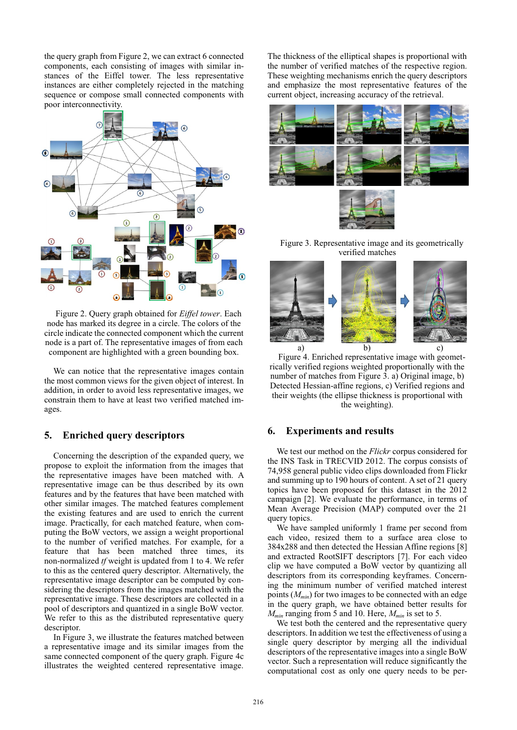the query graph from Figure 2, we can extract 6 connected components, each consisting of images with similar instances of the Eiffel tower. The less representative instances are either completely rejected in the matching sequence or compose small connected components with poor interconnectivity.

Figure 2. Query graph obtained for *Eiffel tower*. Each node has marked its degree in a circle. The colors of the circle indicate the connected component which the current node is a part of. The representative images of from each component are highlighted with a green bounding box.

We can notice that the representative images contain the most common views for the given object of interest. In addition, in order to avoid less representative images, we constrain them to have at least two verified matched images.

## 5. Enriched query descriptors

Concerning the description of the expanded query, we propose to exploit the information from the images that the representative images have been matched with. A representative image can be thus described by its own features and by the features that have been matched with other similar images. The matched features complement the existing features and are used to enrich the current image. Practically, for each matched feature, when computing the BoW vectors, we assign a weight proportional to the number of verified matches. For example, for a feature that has been matched three times, its non-normalized *tf* weight is updated from 1 to 4. We refer to this as the centered query descriptor. Alternatively, the representative image descriptor can be computed by considering the descriptors from the images matched with the representative image. These descriptors are collected in a pool of descriptors and quantized in a single BoW vector. We refer to this as the distributed representative query descriptor.

In Figure 3, we illustrate the features matched between a representative image and its similar images from the same connected component of the query graph. Figure 4c illustrates the weighted centered representative image. The thickness of the elliptical shapes is proportional with the number of verified matches of the respective region. These weighting mechanisms enrich the query descriptors and emphasize the most representative features of the current object, increasing accuracy of the retrieval.

Figure 3. Representative image and its geometrically verified matches

Figure 4. Enriched representative image with geometrically verified regions weighted proportionally with the number of matches from Figure 3. a) Original image, b) Detected Hessian-affine regions, c) Verified regions and their weights (the ellipse thickness is proportional with the weighting).

## 6. Experiments and results

We test our method on the *Flickr* corpus considered for the INS Task in TRECVID 2012. The corpus consists of 74,958 general public video clips downloaded from Flickr and summing up to 190 hours of content. A set of 21 query topics have been proposed for this dataset in the 2012 campaign [2]. We evaluate the performance, in terms of Mean Average Precision (MAP) computed over the 21 query topics.

We have sampled uniformly 1 frame per second from each video, resized them to a surface area close to 384x288 and then detected the Hessian Affine regions [8] and extracted RootSIFT descriptors [7]. For each video clip we have computed a BoW vector by quantizing all descriptors from its corresponding keyframes. Concerning the minimum number of verified matched interest points ($M_{min}$) for two images to be connected with an edge in the query graph, we have obtained better results for $M_{min}$ ranging from 5 and 10. Here, $M_{min}$ is set to 5.

We test both the centered and the representative query descriptors. In addition we test the effectiveness of using a single query descriptor by merging all the individual descriptors of the representative images into a single BoW vector. Such a representation will reduce significantly the computational cost as only one query needs to be per-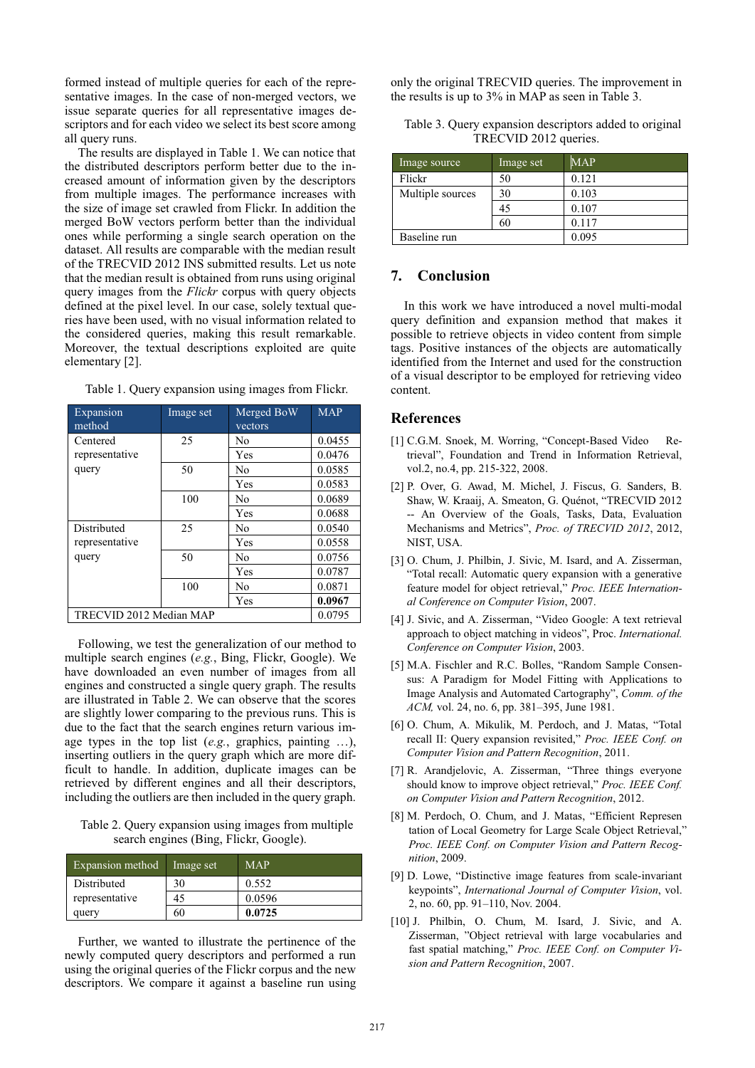formed instead of multiple queries for each of the representative images. In the case of non-merged vectors, we issue separate queries for all representative images descriptors and for each video we select its best score among all query runs.

The results are displayed in Table 1. We can notice that the distributed descriptors perform better due to the increased amount of information given by the descriptors from multiple images. The performance increases with the size of image set crawled from Flickr. In addition the merged BoW vectors perform better than the individual ones while performing a single search operation on the dataset. All results are comparable with the median result of the TRECVID 2012 INS submitted results. Let us note that the median result is obtained from runs using original query images from the *Flickr* corpus with query objects defined at the pixel level. In our case, solely textual queries have been used, with no visual information related to the considered queries, making this result remarkable. Moreover, the textual descriptions exploited are quite elementary [2].

Table 1. Query expansion using images from Flickr.

| Expansion method | Image set | Merged BoW vectors | MAP |
|---|---|---|---|
| Centered representative query | 25 | No | 0.0455 |
| | | Yes | 0.0476 |
| | 50 | No | 0.0585 |
| | | Yes | 0.0583 |
| | 100 | No | 0.0689 |
| | | Yes | 0.0688 |
| Distributed representative query | 25 | No | 0.0540 |
| | | Yes | 0.0558 |
| | 50 | No | 0.0756 |
| | | Yes | 0.0787 |
| | 100 | No | 0.0871 |
| | | Yes | **0.0967** |
| TRECVID 2012 Median MAP | | | 0.0795 |

Following, we test the generalization of our method to multiple search engines (*e.g.*, Bing, Flickr, Google). We have downloaded an even number of images from all engines and constructed a single query graph. The results are illustrated in Table 2. We can observe that the scores are slightly lower comparing to the previous runs. This is due to the fact that the search engines return various image types in the top list (*e.g.*, graphics, painting …), inserting outliers in the query graph which are more difficult to handle. In addition, duplicate images can be retrieved by different engines and all their descriptors, including the outliers are then included in the query graph.

Table 2. Query expansion using images from multiple search engines (Bing, Flickr, Google).

| Expansion method | Image set | MAP |
|---|---|---|
| Distributed representative query | 30 | 0.552 |
| | 45 | 0.0596 |
| | 60 | **0.0725** |

Further, we wanted to illustrate the pertinence of the newly computed query descriptors and performed a run using the original queries of the Flickr corpus and the new descriptors. We compare it against a baseline run using only the original TRECVID queries. The improvement in the results is up to 3% in MAP as seen in Table 3.

Table 3. Query expansion descriptors added to original TRECVID 2012 queries.

| Image source | Image set | MAP |
|---|---|---|
| Flickr | 50 | 0.121 |
| Multiple sources | 30 | 0.103 |
| | 45 | 0.107 |
| | 60 | 0.117 |
| Baseline run | | 0.095 |

## 7. Conclusion

In this work we have introduced a novel multi-modal query definition and expansion method that makes it possible to retrieve objects in video content from simple tags. Positive instances of the objects are automatically identified from the Internet and used for the construction of a visual descriptor to be employed for retrieving video content.

## References

[1] C.G.M. Snoek, M. Worring, "Concept-Based Video Retrieval", Foundation and Trend in Information Retrieval, vol.2, no.4, pp. 215-322, 2008.

[2] P. Over, G. Awad, M. Michel, J. Fiscus, G. Sanders, B. Shaw, W. Kraaij, A. Smeaton, G. Quénot, "TRECVID 2012 -- An Overview of the Goals, Tasks, Data, Evaluation Mechanisms and Metrics", *Proc. of TRECVID 2012*, 2012, NIST, USA.

[3] O. Chum, J. Philbin, J. Sivic, M. Isard, and A. Zisserman, "Total recall: Automatic query expansion with a generative feature model for object retrieval," *Proc. IEEE International Conference on Computer Vision*, 2007.

[4] J. Sivic, and A. Zisserman, "Video Google: A text retrieval approach to object matching in videos", Proc. *International. Conference on Computer Vision*, 2003.

[5] M.A. Fischler and R.C. Bolles, "Random Sample Consensus: A Paradigm for Model Fitting with Applications to Image Analysis and Automated Cartography", *Comm. of the ACM,* vol. 24, no. 6, pp. 381–395, June 1981.

[6] O. Chum, A. Mikulik, M. Perdoch, and J. Matas, "Total recall II: Query expansion revisited," *Proc. IEEE Conf. on Computer Vision and Pattern Recognition*, 2011.

[7] R. Arandjelovic, A. Zisserman, "Three things everyone should know to improve object retrieval," *Proc. IEEE Conf. on Computer Vision and Pattern Recognition*, 2012.

[8] M. Perdoch, O. Chum, and J. Matas, "Efficient Representation of Local Geometry for Large Scale Object Retrieval," *Proc. IEEE Conf. on Computer Vision and Pattern Recognition*, 2009.

[9] D. Lowe, "Distinctive image features from scale-invariant keypoints", *International Journal of Computer Vision*, vol. 2, no. 60, pp. 91–110, Nov. 2004.

[10] J. Philbin, O. Chum, M. Isard, J. Sivic, and A. Zisserman, "Object retrieval with large vocabularies and fast spatial matching," *Proc. IEEE Conf. on Computer Vision and Pattern Recognition*, 2007.